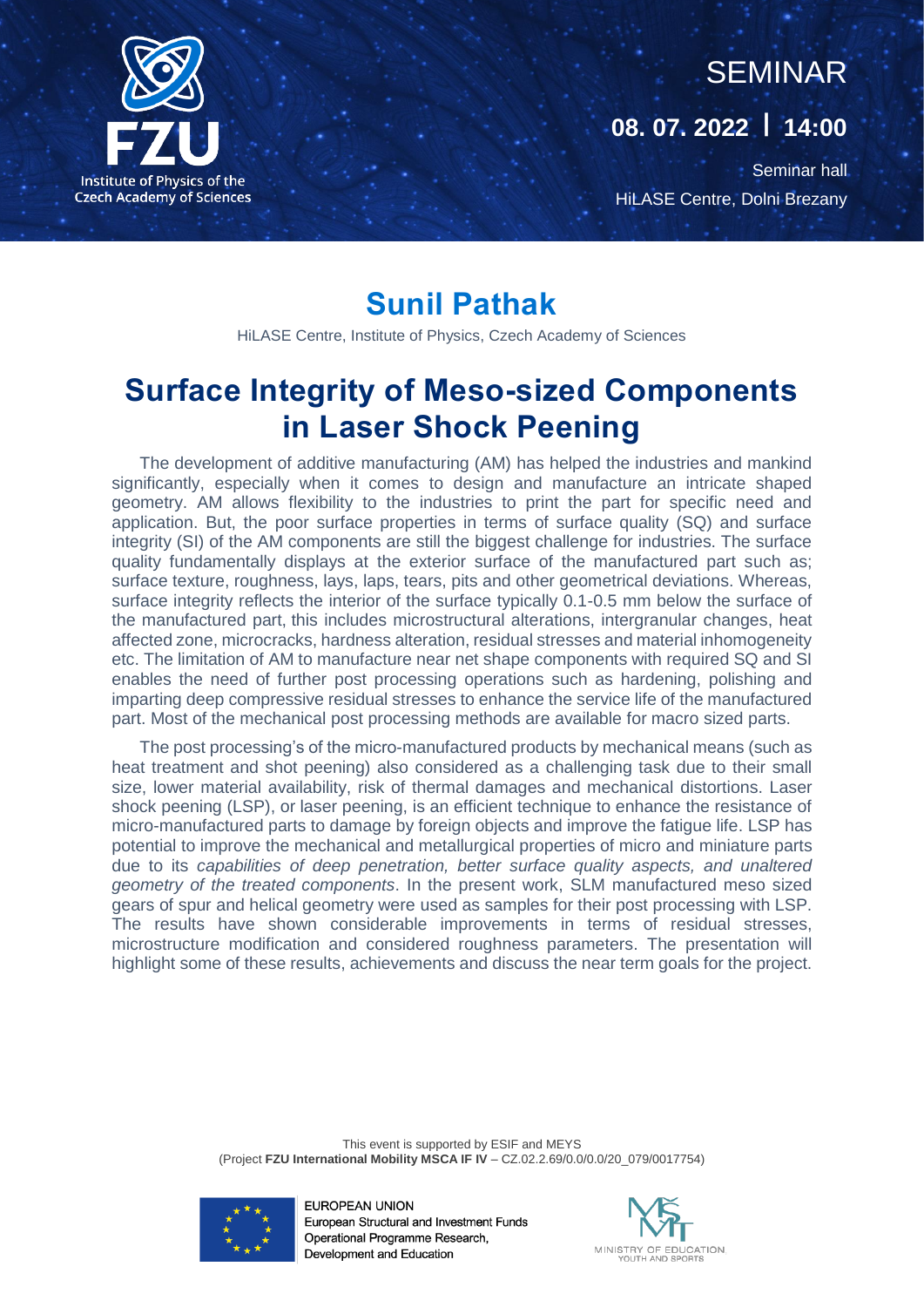FZU

Institute of Physics of the Czech Academy of Sciences

SEMINAR

**08. 07. 2022 | 14:00**

Seminar hall
HiLASE Centre, Dolni Brezany

## Sunil Pathak

HiLASE Centre, Institute of Physics, Czech Academy of Sciences

# Surface Integrity of Meso-sized Components in Laser Shock Peening

The development of additive manufacturing (AM) has helped the industries and mankind significantly, especially when it comes to design and manufacture an intricate shaped geometry. AM allows flexibility to the industries to print the part for specific need and application. But, the poor surface properties in terms of surface quality (SQ) and surface integrity (SI) of the AM components are still the biggest challenge for industries. The surface quality fundamentally displays at the exterior surface of the manufactured part such as; surface texture, roughness, lays, laps, tears, pits and other geometrical deviations. Whereas, surface integrity reflects the interior of the surface typically 0.1-0.5 mm below the surface of the manufactured part, this includes microstructural alterations, intergranular changes, heat affected zone, microcracks, hardness alteration, residual stresses and material inhomogeneity etc. The limitation of AM to manufacture near net shape components with required SQ and SI enables the need of further post processing operations such as hardening, polishing and imparting deep compressive residual stresses to enhance the service life of the manufactured part. Most of the mechanical post processing methods are available for macro sized parts.

The post processing's of the micro-manufactured products by mechanical means (such as heat treatment and shot peening) also considered as a challenging task due to their small size, lower material availability, risk of thermal damages and mechanical distortions. Laser shock peening (LSP), or laser peening, is an efficient technique to enhance the resistance of micro-manufactured parts to damage by foreign objects and improve the fatigue life. LSP has potential to improve the mechanical and metallurgical properties of micro and miniature parts due to its *capabilities of deep penetration, better surface quality aspects, and unaltered geometry of the treated components*. In the present work, SLM manufactured meso sized gears of spur and helical geometry were used as samples for their post processing with LSP. The results have shown considerable improvements in terms of residual stresses, microstructure modification and considered roughness parameters. The presentation will highlight some of these results, achievements and discuss the near term goals for the project.

This event is supported by ESIF and MEYS
(Project **FZU International Mobility MSCA IF IV** – CZ.02.2.69/0.0/0.0/20_079/0017754)

EUROPEAN UNION
European Structural and Investment Funds
Operational Programme Research, Development and Education

MINISTRY OF EDUCATION, YOUTH AND SPORTS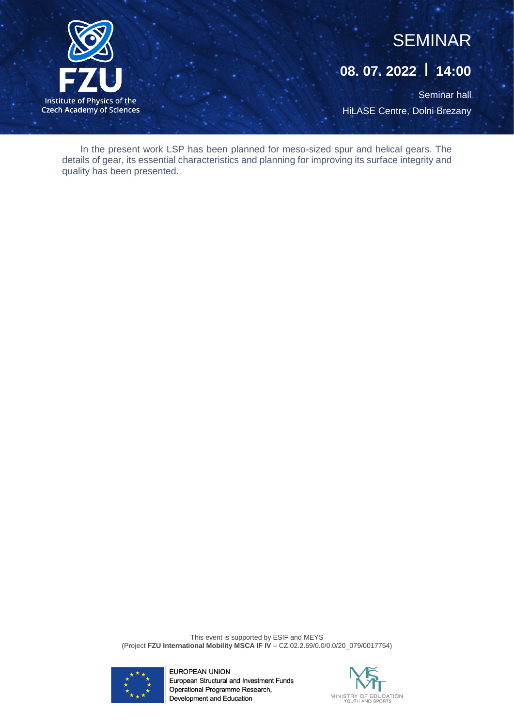SEMINAR

**08. 07. 2022 | 14:00**

Seminar hall

HiLASE Centre, Dolni Brezany

In the present work LSP has been planned for meso-sized spur and helical gears. The details of gear, its essential characteristics and planning for improving its surface integrity and quality has been presented.

This event is supported by ESIF and MEYS
(Project **FZU International Mobility MSCA IF IV** – CZ.02.2.69/0.0/0.0/20_079/0017754)

EUROPEAN UNION
European Structural and Investment Funds
Operational Programme Research, Development and Education

MINISTRY OF EDUCATION, YOUTH AND SPORTS